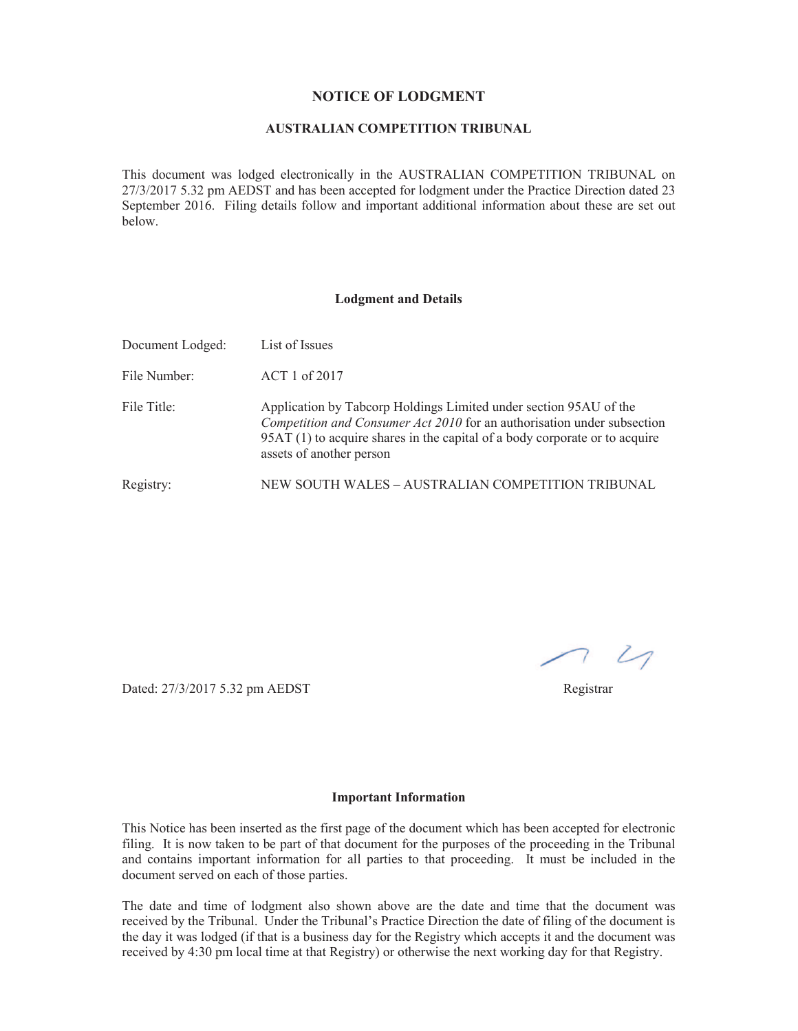# NOTICE OF LODGMENT

## AUSTRALIAN COMPETITION TRIBUNAL

This document was lodged electronically in the AUSTRALIAN COMPETITION TRIBUNAL on 27/3/2017 5.32 pm AEDST and has been accepted for lodgment under the Practice Direction dated 23 September 2016. Filing details follow and important additional information about these are set out below.

### Lodgment and Details

| | |
|---|---|
| Document Lodged: | List of Issues |
| File Number: | ACT 1 of 2017 |
| File Title: | Application by Tabcorp Holdings Limited under section 95AU of the *Competition and Consumer Act 2010* for an authorisation under subsection 95AT (1) to acquire shares in the capital of a body corporate or to acquire assets of another person |
| Registry: | NEW SOUTH WALES – AUSTRALIAN COMPETITION TRIBUNAL |

Dated: 27/3/2017 5.32 pm AEDST

Registrar

### Important Information

This Notice has been inserted as the first page of the document which has been accepted for electronic filing. It is now taken to be part of that document for the purposes of the proceeding in the Tribunal and contains important information for all parties to that proceeding. It must be included in the document served on each of those parties.

The date and time of lodgment also shown above are the date and time that the document was received by the Tribunal. Under the Tribunal's Practice Direction the date of filing of the document is the day it was lodged (if that is a business day for the Registry which accepts it and the document was received by 4:30 pm local time at that Registry) or otherwise the next working day for that Registry.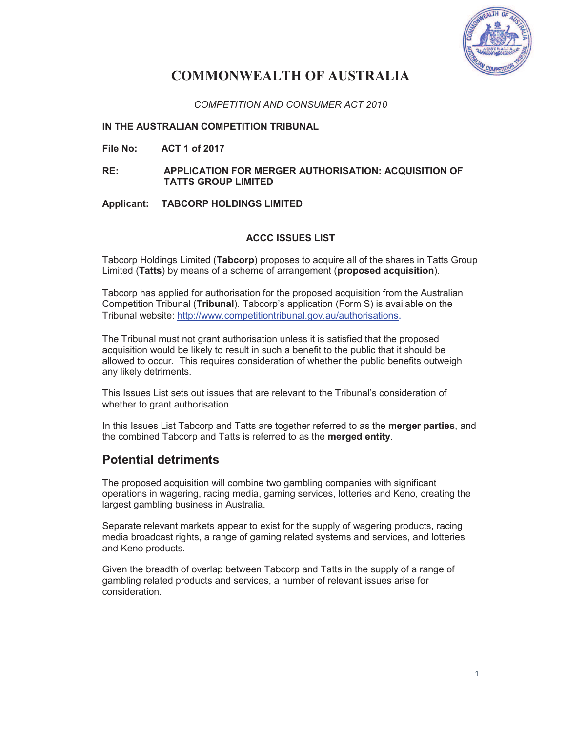# COMMONWEALTH OF AUSTRALIA

*COMPETITION AND CONSUMER ACT 2010*

**IN THE AUSTRALIAN COMPETITION TRIBUNAL**

**File No: ACT 1 of 2017**

**RE: APPLICATION FOR MERGER AUTHORISATION: ACQUISITION OF TATTS GROUP LIMITED**

**Applicant: TABCORP HOLDINGS LIMITED**

---

**ACCC ISSUES LIST**

Tabcorp Holdings Limited (**Tabcorp**) proposes to acquire all of the shares in Tatts Group Limited (**Tatts**) by means of a scheme of arrangement (**proposed acquisition**).

Tabcorp has applied for authorisation for the proposed acquisition from the Australian Competition Tribunal (**Tribunal**). Tabcorp's application (Form S) is available on the Tribunal website: http://www.competitiontribunal.gov.au/authorisations.

The Tribunal must not grant authorisation unless it is satisfied that the proposed acquisition would be likely to result in such a benefit to the public that it should be allowed to occur. This requires consideration of whether the public benefits outweigh any likely detriments.

This Issues List sets out issues that are relevant to the Tribunal's consideration of whether to grant authorisation.

In this Issues List Tabcorp and Tatts are together referred to as the **merger parties**, and the combined Tabcorp and Tatts is referred to as the **merged entity**.

## Potential detriments

The proposed acquisition will combine two gambling companies with significant operations in wagering, racing media, gaming services, lotteries and Keno, creating the largest gambling business in Australia.

Separate relevant markets appear to exist for the supply of wagering products, racing media broadcast rights, a range of gaming related systems and services, and lotteries and Keno products.

Given the breadth of overlap between Tabcorp and Tatts in the supply of a range of gambling related products and services, a number of relevant issues arise for consideration.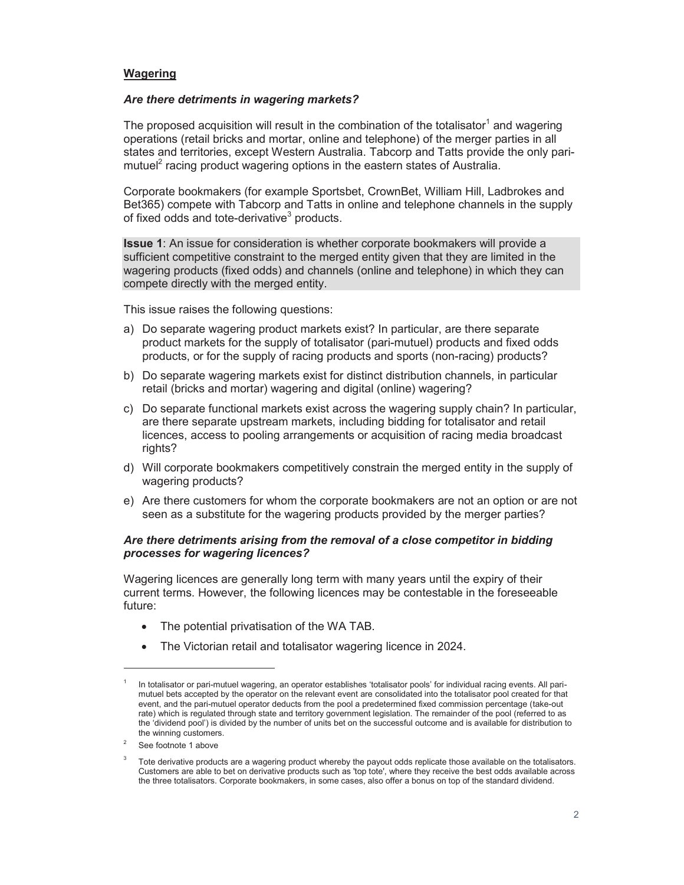**Wagering**

***Are there detriments in wagering markets?***

The proposed acquisition will result in the combination of the totalisator[1] and wagering operations (retail bricks and mortar, online and telephone) of the merger parties in all states and territories, except Western Australia. Tabcorp and Tatts provide the only pari-mutuel[2] racing product wagering options in the eastern states of Australia.

Corporate bookmakers (for example Sportsbet, CrownBet, William Hill, Ladbrokes and Bet365) compete with Tabcorp and Tatts in online and telephone channels in the supply of fixed odds and tote-derivative[3] products.

**Issue 1**: An issue for consideration is whether corporate bookmakers will provide a sufficient competitive constraint to the merged entity given that they are limited in the wagering products (fixed odds) and channels (online and telephone) in which they can compete directly with the merged entity.

This issue raises the following questions:

a) Do separate wagering product markets exist? In particular, are there separate product markets for the supply of totalisator (pari-mutuel) products and fixed odds products, or for the supply of racing products and sports (non-racing) products?

b) Do separate wagering markets exist for distinct distribution channels, in particular retail (bricks and mortar) wagering and digital (online) wagering?

c) Do separate functional markets exist across the wagering supply chain? In particular, are there separate upstream markets, including bidding for totalisator and retail licences, access to pooling arrangements or acquisition of racing media broadcast rights?

d) Will corporate bookmakers competitively constrain the merged entity in the supply of wagering products?

e) Are there customers for whom the corporate bookmakers are not an option or are not seen as a substitute for the wagering products provided by the merger parties?

***Are there detriments arising from the removal of a close competitor in bidding processes for wagering licences?***

Wagering licences are generally long term with many years until the expiry of their current terms. However, the following licences may be contestable in the foreseeable future:

- The potential privatisation of the WA TAB.
- The Victorian retail and totalisator wagering licence in 2024.

---

[1] In totalisator or pari-mutuel wagering, an operator establishes 'totalisator pools' for individual racing events. All pari-mutuel bets accepted by the operator on the relevant event are consolidated into the totalisator pool created for that event, and the pari-mutuel operator deducts from the pool a predetermined fixed commission percentage (take-out rate) which is regulated through state and territory government legislation. The remainder of the pool (referred to as the 'dividend pool') is divided by the number of units bet on the successful outcome and is available for distribution to the winning customers.

[2] See footnote 1 above

[3] Tote derivative products are a wagering product whereby the payout odds replicate those available on the totalisators. Customers are able to bet on derivative products such as 'top tote', where they receive the best odds available across the three totalisators. Corporate bookmakers, in some cases, also offer a bonus on top of the standard dividend.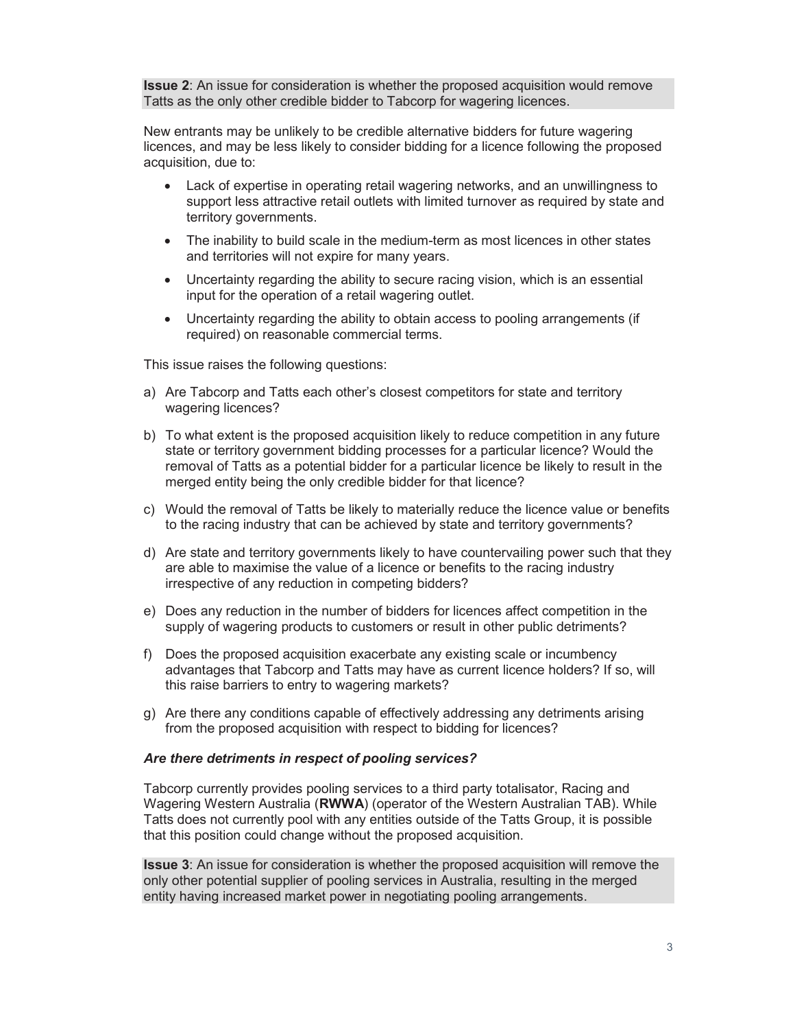**Issue 2**: An issue for consideration is whether the proposed acquisition would remove Tatts as the only other credible bidder to Tabcorp for wagering licences.

New entrants may be unlikely to be credible alternative bidders for future wagering licences, and may be less likely to consider bidding for a licence following the proposed acquisition, due to:

- Lack of expertise in operating retail wagering networks, and an unwillingness to support less attractive retail outlets with limited turnover as required by state and territory governments.
- The inability to build scale in the medium-term as most licences in other states and territories will not expire for many years.
- Uncertainty regarding the ability to secure racing vision, which is an essential input for the operation of a retail wagering outlet.
- Uncertainty regarding the ability to obtain access to pooling arrangements (if required) on reasonable commercial terms.

This issue raises the following questions:

a) Are Tabcorp and Tatts each other's closest competitors for state and territory wagering licences?

b) To what extent is the proposed acquisition likely to reduce competition in any future state or territory government bidding processes for a particular licence? Would the removal of Tatts as a potential bidder for a particular licence be likely to result in the merged entity being the only credible bidder for that licence?

c) Would the removal of Tatts be likely to materially reduce the licence value or benefits to the racing industry that can be achieved by state and territory governments?

d) Are state and territory governments likely to have countervailing power such that they are able to maximise the value of a licence or benefits to the racing industry irrespective of any reduction in competing bidders?

e) Does any reduction in the number of bidders for licences affect competition in the supply of wagering products to customers or result in other public detriments?

f) Does the proposed acquisition exacerbate any existing scale or incumbency advantages that Tabcorp and Tatts may have as current licence holders? If so, will this raise barriers to entry to wagering markets?

g) Are there any conditions capable of effectively addressing any detriments arising from the proposed acquisition with respect to bidding for licences?

### *Are there detriments in respect of pooling services?*

Tabcorp currently provides pooling services to a third party totalisator, Racing and Wagering Western Australia (**RWWA**) (operator of the Western Australian TAB). While Tatts does not currently pool with any entities outside of the Tatts Group, it is possible that this position could change without the proposed acquisition.

**Issue 3**: An issue for consideration is whether the proposed acquisition will remove the only other potential supplier of pooling services in Australia, resulting in the merged entity having increased market power in negotiating pooling arrangements.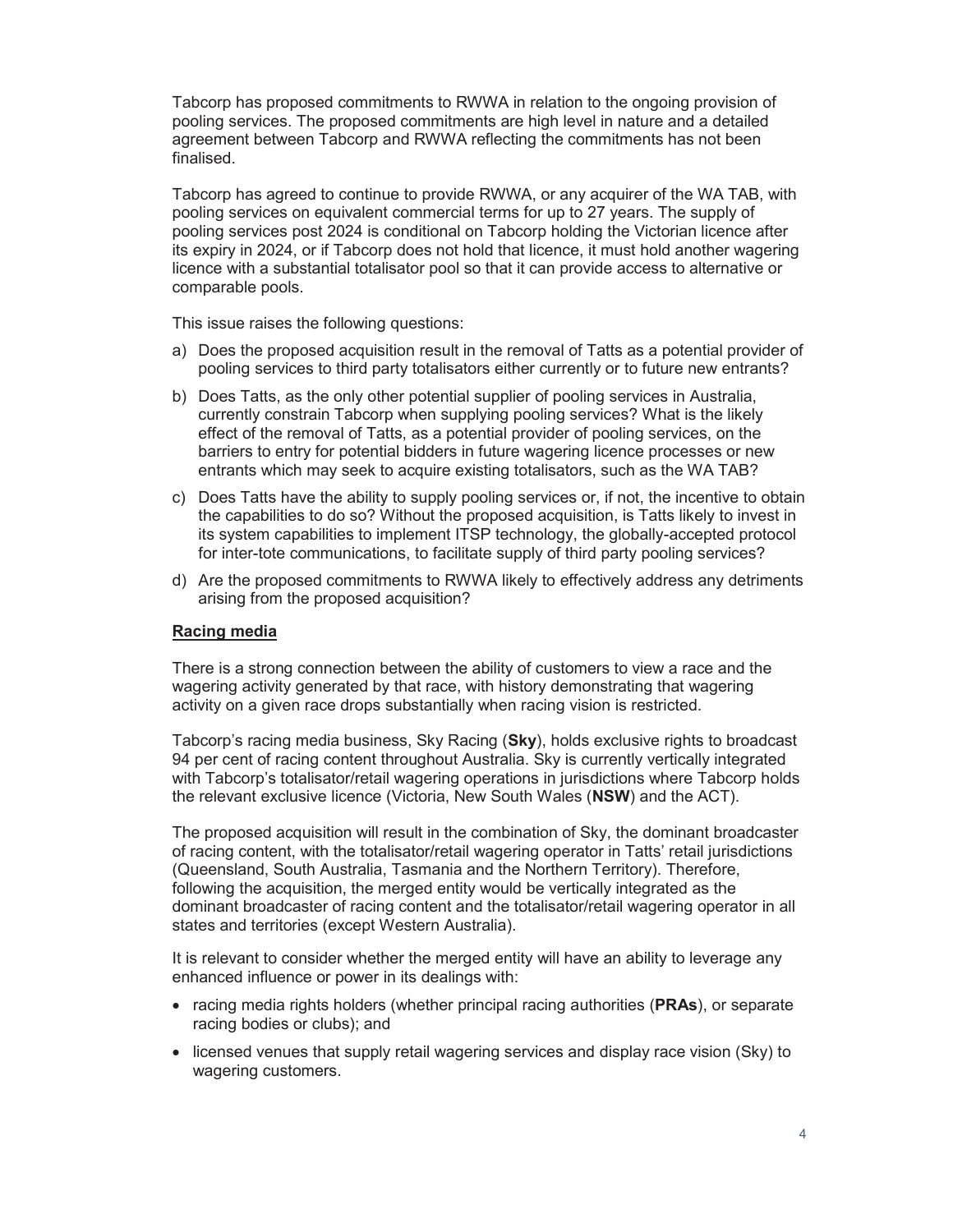Tabcorp has proposed commitments to RWWA in relation to the ongoing provision of pooling services. The proposed commitments are high level in nature and a detailed agreement between Tabcorp and RWWA reflecting the commitments has not been finalised.

Tabcorp has agreed to continue to provide RWWA, or any acquirer of the WA TAB, with pooling services on equivalent commercial terms for up to 27 years. The supply of pooling services post 2024 is conditional on Tabcorp holding the Victorian licence after its expiry in 2024, or if Tabcorp does not hold that licence, it must hold another wagering licence with a substantial totalisator pool so that it can provide access to alternative or comparable pools.

This issue raises the following questions:

a) Does the proposed acquisition result in the removal of Tatts as a potential provider of pooling services to third party totalisators either currently or to future new entrants?

b) Does Tatts, as the only other potential supplier of pooling services in Australia, currently constrain Tabcorp when supplying pooling services? What is the likely effect of the removal of Tatts, as a potential provider of pooling services, on the barriers to entry for potential bidders in future wagering licence processes or new entrants which may seek to acquire existing totalisators, such as the WA TAB?

c) Does Tatts have the ability to supply pooling services or, if not, the incentive to obtain the capabilities to do so? Without the proposed acquisition, is Tatts likely to invest in its system capabilities to implement ITSP technology, the globally-accepted protocol for inter-tote communications, to facilitate supply of third party pooling services?

d) Are the proposed commitments to RWWA likely to effectively address any detriments arising from the proposed acquisition?

### Racing media

There is a strong connection between the ability of customers to view a race and the wagering activity generated by that race, with history demonstrating that wagering activity on a given race drops substantially when racing vision is restricted.

Tabcorp's racing media business, Sky Racing (**Sky**), holds exclusive rights to broadcast 94 per cent of racing content throughout Australia. Sky is currently vertically integrated with Tabcorp's totalisator/retail wagering operations in jurisdictions where Tabcorp holds the relevant exclusive licence (Victoria, New South Wales (**NSW**) and the ACT).

The proposed acquisition will result in the combination of Sky, the dominant broadcaster of racing content, with the totalisator/retail wagering operator in Tatts' retail jurisdictions (Queensland, South Australia, Tasmania and the Northern Territory). Therefore, following the acquisition, the merged entity would be vertically integrated as the dominant broadcaster of racing content and the totalisator/retail wagering operator in all states and territories (except Western Australia).

It is relevant to consider whether the merged entity will have an ability to leverage any enhanced influence or power in its dealings with:

- racing media rights holders (whether principal racing authorities (**PRAs**), or separate racing bodies or clubs); and
- licensed venues that supply retail wagering services and display race vision (Sky) to wagering customers.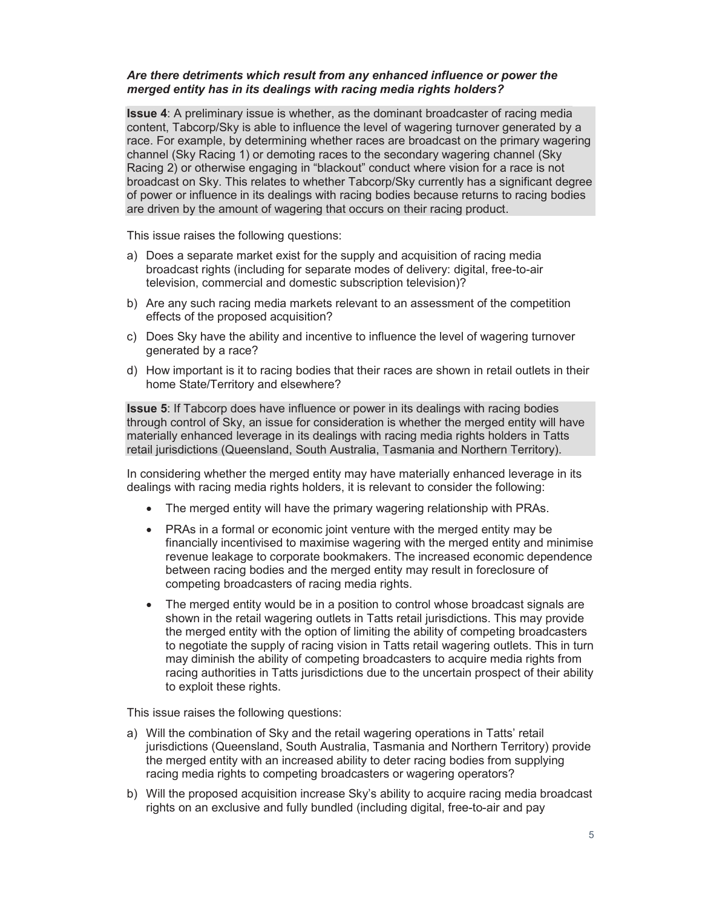***Are there detriments which result from any enhanced influence or power the merged entity has in its dealings with racing media rights holders?***

**Issue 4**: A preliminary issue is whether, as the dominant broadcaster of racing media content, Tabcorp/Sky is able to influence the level of wagering turnover generated by a race. For example, by determining whether races are broadcast on the primary wagering channel (Sky Racing 1) or demoting races to the secondary wagering channel (Sky Racing 2) or otherwise engaging in "blackout" conduct where vision for a race is not broadcast on Sky. This relates to whether Tabcorp/Sky currently has a significant degree of power or influence in its dealings with racing bodies because returns to racing bodies are driven by the amount of wagering that occurs on their racing product.

This issue raises the following questions:

a) Does a separate market exist for the supply and acquisition of racing media broadcast rights (including for separate modes of delivery: digital, free-to-air television, commercial and domestic subscription television)?

b) Are any such racing media markets relevant to an assessment of the competition effects of the proposed acquisition?

c) Does Sky have the ability and incentive to influence the level of wagering turnover generated by a race?

d) How important is it to racing bodies that their races are shown in retail outlets in their home State/Territory and elsewhere?

**Issue 5**: If Tabcorp does have influence or power in its dealings with racing bodies through control of Sky, an issue for consideration is whether the merged entity will have materially enhanced leverage in its dealings with racing media rights holders in Tatts retail jurisdictions (Queensland, South Australia, Tasmania and Northern Territory).

In considering whether the merged entity may have materially enhanced leverage in its dealings with racing media rights holders, it is relevant to consider the following:

- The merged entity will have the primary wagering relationship with PRAs.
- PRAs in a formal or economic joint venture with the merged entity may be financially incentivised to maximise wagering with the merged entity and minimise revenue leakage to corporate bookmakers. The increased economic dependence between racing bodies and the merged entity may result in foreclosure of competing broadcasters of racing media rights.
- The merged entity would be in a position to control whose broadcast signals are shown in the retail wagering outlets in Tatts retail jurisdictions. This may provide the merged entity with the option of limiting the ability of competing broadcasters to negotiate the supply of racing vision in Tatts retail wagering outlets. This in turn may diminish the ability of competing broadcasters to acquire media rights from racing authorities in Tatts jurisdictions due to the uncertain prospect of their ability to exploit these rights.

This issue raises the following questions:

a) Will the combination of Sky and the retail wagering operations in Tatts' retail jurisdictions (Queensland, South Australia, Tasmania and Northern Territory) provide the merged entity with an increased ability to deter racing bodies from supplying racing media rights to competing broadcasters or wagering operators?

b) Will the proposed acquisition increase Sky's ability to acquire racing media broadcast rights on an exclusive and fully bundled (including digital, free-to-air and pay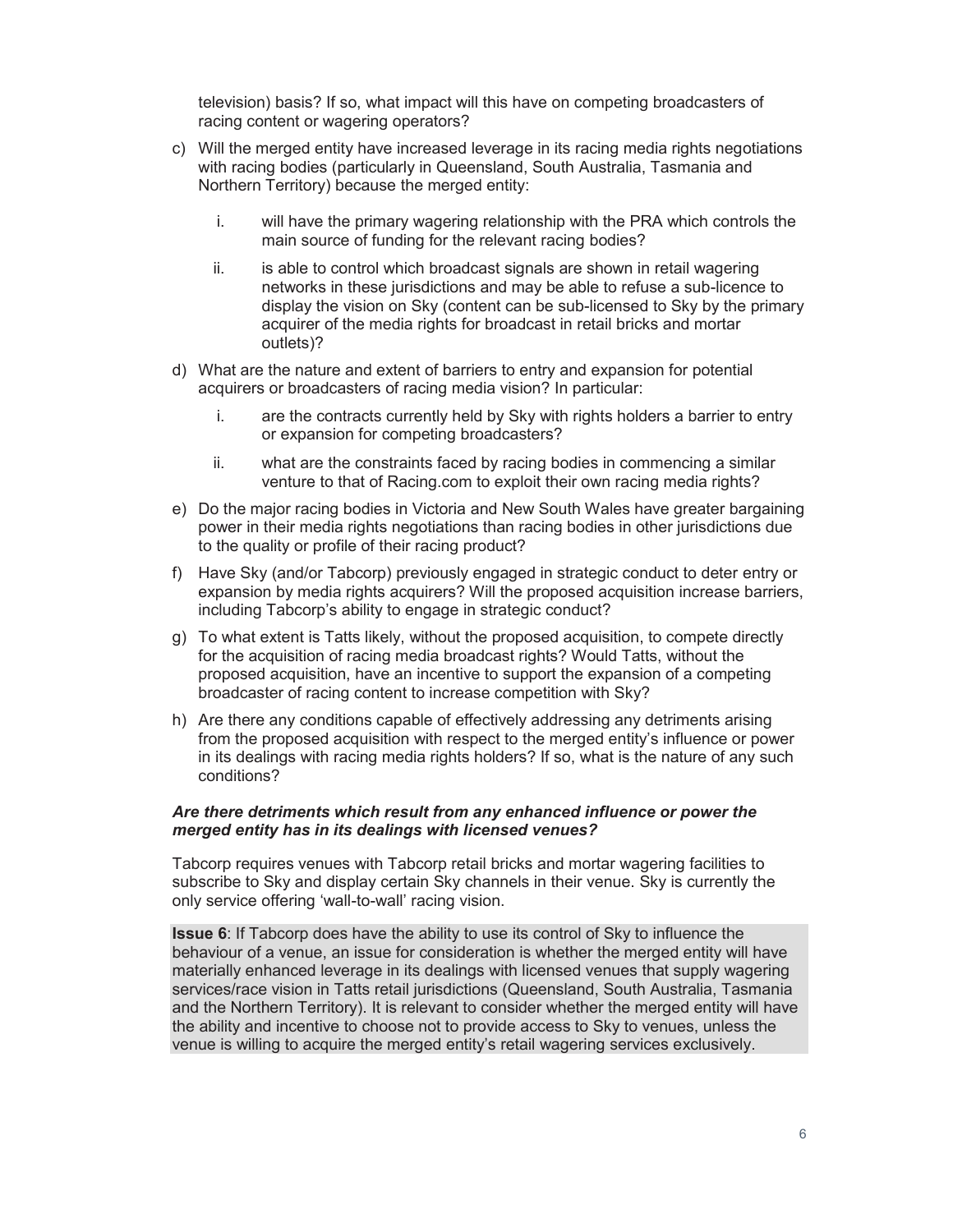television) basis? If so, what impact will this have on competing broadcasters of racing content or wagering operators?

c) Will the merged entity have increased leverage in its racing media rights negotiations with racing bodies (particularly in Queensland, South Australia, Tasmania and Northern Territory) because the merged entity:

   i. will have the primary wagering relationship with the PRA which controls the main source of funding for the relevant racing bodies?

   ii. is able to control which broadcast signals are shown in retail wagering networks in these jurisdictions and may be able to refuse a sub-licence to display the vision on Sky (content can be sub-licensed to Sky by the primary acquirer of the media rights for broadcast in retail bricks and mortar outlets)?

d) What are the nature and extent of barriers to entry and expansion for potential acquirers or broadcasters of racing media vision? In particular:

   i. are the contracts currently held by Sky with rights holders a barrier to entry or expansion for competing broadcasters?

   ii. what are the constraints faced by racing bodies in commencing a similar venture to that of Racing.com to exploit their own racing media rights?

e) Do the major racing bodies in Victoria and New South Wales have greater bargaining power in their media rights negotiations than racing bodies in other jurisdictions due to the quality or profile of their racing product?

f) Have Sky (and/or Tabcorp) previously engaged in strategic conduct to deter entry or expansion by media rights acquirers? Will the proposed acquisition increase barriers, including Tabcorp's ability to engage in strategic conduct?

g) To what extent is Tatts likely, without the proposed acquisition, to compete directly for the acquisition of racing media broadcast rights? Would Tatts, without the proposed acquisition, have an incentive to support the expansion of a competing broadcaster of racing content to increase competition with Sky?

h) Are there any conditions capable of effectively addressing any detriments arising from the proposed acquisition with respect to the merged entity's influence or power in its dealings with racing media rights holders? If so, what is the nature of any such conditions?

### *Are there detriments which result from any enhanced influence or power the merged entity has in its dealings with licensed venues?*

Tabcorp requires venues with Tabcorp retail bricks and mortar wagering facilities to subscribe to Sky and display certain Sky channels in their venue. Sky is currently the only service offering 'wall-to-wall' racing vision.

**Issue 6**: If Tabcorp does have the ability to use its control of Sky to influence the behaviour of a venue, an issue for consideration is whether the merged entity will have materially enhanced leverage in its dealings with licensed venues that supply wagering services/race vision in Tatts retail jurisdictions (Queensland, South Australia, Tasmania and the Northern Territory). It is relevant to consider whether the merged entity will have the ability and incentive to choose not to provide access to Sky to venues, unless the venue is willing to acquire the merged entity's retail wagering services exclusively.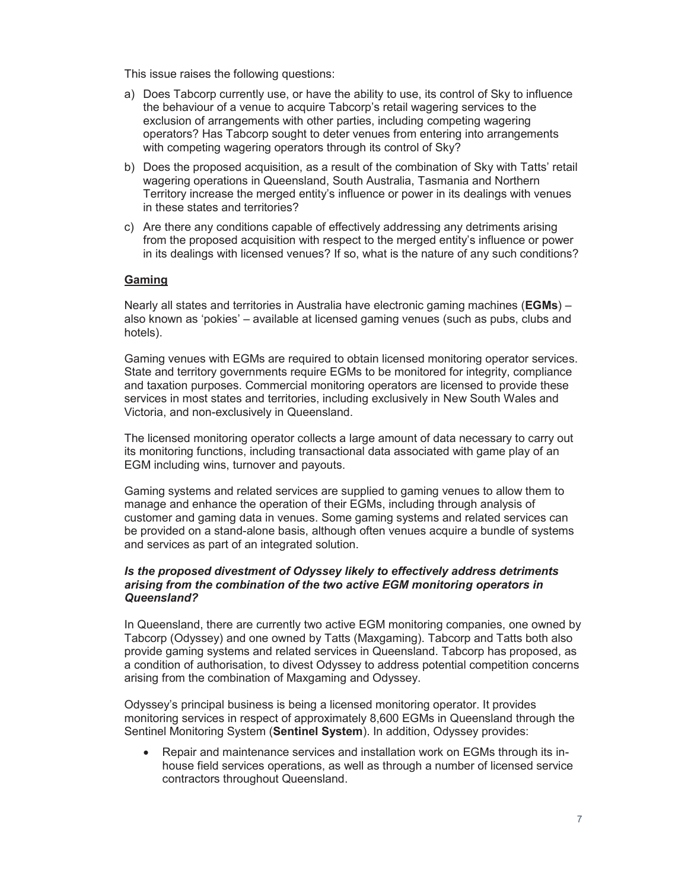This issue raises the following questions:

a) Does Tabcorp currently use, or have the ability to use, its control of Sky to influence the behaviour of a venue to acquire Tabcorp's retail wagering services to the exclusion of arrangements with other parties, including competing wagering operators? Has Tabcorp sought to deter venues from entering into arrangements with competing wagering operators through its control of Sky?

b) Does the proposed acquisition, as a result of the combination of Sky with Tatts' retail wagering operations in Queensland, South Australia, Tasmania and Northern Territory increase the merged entity's influence or power in its dealings with venues in these states and territories?

c) Are there any conditions capable of effectively addressing any detriments arising from the proposed acquisition with respect to the merged entity's influence or power in its dealings with licensed venues? If so, what is the nature of any such conditions?

## Gaming

Nearly all states and territories in Australia have electronic gaming machines (**EGMs**) – also known as 'pokies' – available at licensed gaming venues (such as pubs, clubs and hotels).

Gaming venues with EGMs are required to obtain licensed monitoring operator services. State and territory governments require EGMs to be monitored for integrity, compliance and taxation purposes. Commercial monitoring operators are licensed to provide these services in most states and territories, including exclusively in New South Wales and Victoria, and non-exclusively in Queensland.

The licensed monitoring operator collects a large amount of data necessary to carry out its monitoring functions, including transactional data associated with game play of an EGM including wins, turnover and payouts.

Gaming systems and related services are supplied to gaming venues to allow them to manage and enhance the operation of their EGMs, including through analysis of customer and gaming data in venues. Some gaming systems and related services can be provided on a stand-alone basis, although often venues acquire a bundle of systems and services as part of an integrated solution.

### *Is the proposed divestment of Odyssey likely to effectively address detriments arising from the combination of the two active EGM monitoring operators in Queensland?*

In Queensland, there are currently two active EGM monitoring companies, one owned by Tabcorp (Odyssey) and one owned by Tatts (Maxgaming). Tabcorp and Tatts both also provide gaming systems and related services in Queensland. Tabcorp has proposed, as a condition of authorisation, to divest Odyssey to address potential competition concerns arising from the combination of Maxgaming and Odyssey.

Odyssey's principal business is being a licensed monitoring operator. It provides monitoring services in respect of approximately 8,600 EGMs in Queensland through the Sentinel Monitoring System (**Sentinel System**). In addition, Odyssey provides:

- Repair and maintenance services and installation work on EGMs through its in-house field services operations, as well as through a number of licensed service contractors throughout Queensland.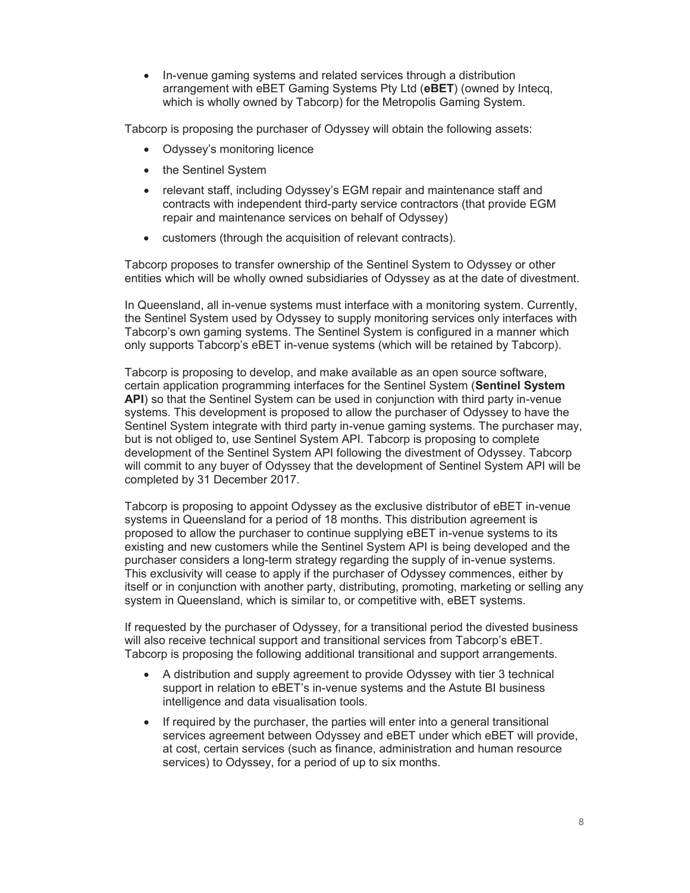- In-venue gaming systems and related services through a distribution arrangement with eBET Gaming Systems Pty Ltd (**eBET**) (owned by Intecq, which is wholly owned by Tabcorp) for the Metropolis Gaming System.

Tabcorp is proposing the purchaser of Odyssey will obtain the following assets:

- Odyssey's monitoring licence
- the Sentinel System
- relevant staff, including Odyssey's EGM repair and maintenance staff and contracts with independent third-party service contractors (that provide EGM repair and maintenance services on behalf of Odyssey)
- customers (through the acquisition of relevant contracts).

Tabcorp proposes to transfer ownership of the Sentinel System to Odyssey or other entities which will be wholly owned subsidiaries of Odyssey as at the date of divestment.

In Queensland, all in-venue systems must interface with a monitoring system. Currently, the Sentinel System used by Odyssey to supply monitoring services only interfaces with Tabcorp's own gaming systems. The Sentinel System is configured in a manner which only supports Tabcorp's eBET in-venue systems (which will be retained by Tabcorp).

Tabcorp is proposing to develop, and make available as an open source software, certain application programming interfaces for the Sentinel System (**Sentinel System API**) so that the Sentinel System can be used in conjunction with third party in-venue systems. This development is proposed to allow the purchaser of Odyssey to have the Sentinel System integrate with third party in-venue gaming systems. The purchaser may, but is not obliged to, use Sentinel System API. Tabcorp is proposing to complete development of the Sentinel System API following the divestment of Odyssey. Tabcorp will commit to any buyer of Odyssey that the development of Sentinel System API will be completed by 31 December 2017.

Tabcorp is proposing to appoint Odyssey as the exclusive distributor of eBET in-venue systems in Queensland for a period of 18 months. This distribution agreement is proposed to allow the purchaser to continue supplying eBET in-venue systems to its existing and new customers while the Sentinel System API is being developed and the purchaser considers a long-term strategy regarding the supply of in-venue systems. This exclusivity will cease to apply if the purchaser of Odyssey commences, either by itself or in conjunction with another party, distributing, promoting, marketing or selling any system in Queensland, which is similar to, or competitive with, eBET systems.

If requested by the purchaser of Odyssey, for a transitional period the divested business will also receive technical support and transitional services from Tabcorp's eBET. Tabcorp is proposing the following additional transitional and support arrangements.

- A distribution and supply agreement to provide Odyssey with tier 3 technical support in relation to eBET's in-venue systems and the Astute BI business intelligence and data visualisation tools.
- If required by the purchaser, the parties will enter into a general transitional services agreement between Odyssey and eBET under which eBET will provide, at cost, certain services (such as finance, administration and human resource services) to Odyssey, for a period of up to six months.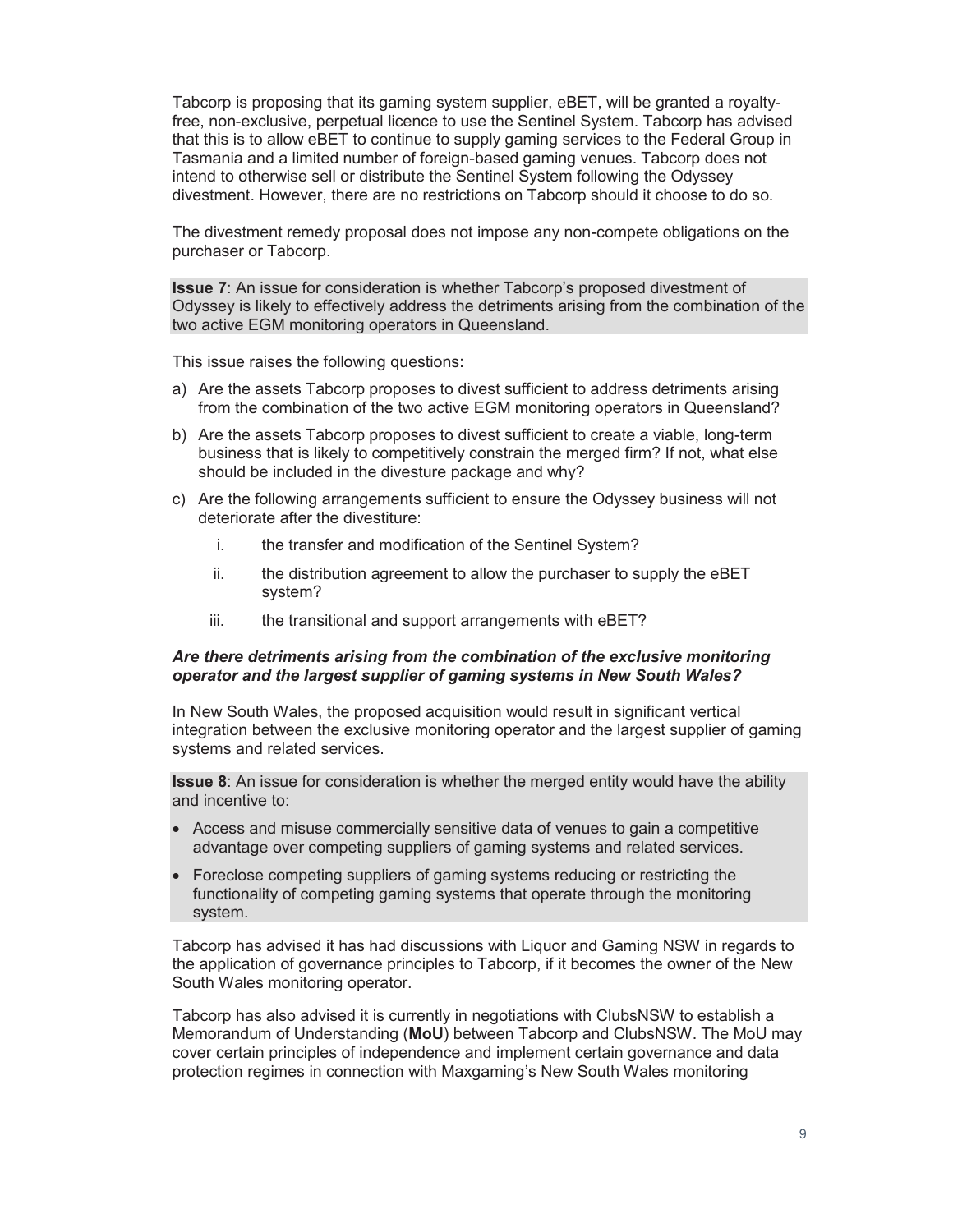Tabcorp is proposing that its gaming system supplier, eBET, will be granted a royalty-free, non-exclusive, perpetual licence to use the Sentinel System. Tabcorp has advised that this is to allow eBET to continue to supply gaming services to the Federal Group in Tasmania and a limited number of foreign-based gaming venues. Tabcorp does not intend to otherwise sell or distribute the Sentinel System following the Odyssey divestment. However, there are no restrictions on Tabcorp should it choose to do so.

The divestment remedy proposal does not impose any non-compete obligations on the purchaser or Tabcorp.

**Issue 7**: An issue for consideration is whether Tabcorp's proposed divestment of Odyssey is likely to effectively address the detriments arising from the combination of the two active EGM monitoring operators in Queensland.

This issue raises the following questions:

a) Are the assets Tabcorp proposes to divest sufficient to address detriments arising from the combination of the two active EGM monitoring operators in Queensland?

b) Are the assets Tabcorp proposes to divest sufficient to create a viable, long-term business that is likely to competitively constrain the merged firm? If not, what else should be included in the divesture package and why?

c) Are the following arrangements sufficient to ensure the Odyssey business will not deteriorate after the divestiture:

   i. the transfer and modification of the Sentinel System?

   ii. the distribution agreement to allow the purchaser to supply the eBET system?

   iii. the transitional and support arrangements with eBET?

### *Are there detriments arising from the combination of the exclusive monitoring operator and the largest supplier of gaming systems in New South Wales?*

In New South Wales, the proposed acquisition would result in significant vertical integration between the exclusive monitoring operator and the largest supplier of gaming systems and related services.

**Issue 8**: An issue for consideration is whether the merged entity would have the ability and incentive to:

- Access and misuse commercially sensitive data of venues to gain a competitive advantage over competing suppliers of gaming systems and related services.
- Foreclose competing suppliers of gaming systems reducing or restricting the functionality of competing gaming systems that operate through the monitoring system.

Tabcorp has advised it has had discussions with Liquor and Gaming NSW in regards to the application of governance principles to Tabcorp, if it becomes the owner of the New South Wales monitoring operator.

Tabcorp has also advised it is currently in negotiations with ClubsNSW to establish a Memorandum of Understanding (**MoU**) between Tabcorp and ClubsNSW. The MoU may cover certain principles of independence and implement certain governance and data protection regimes in connection with Maxgaming's New South Wales monitoring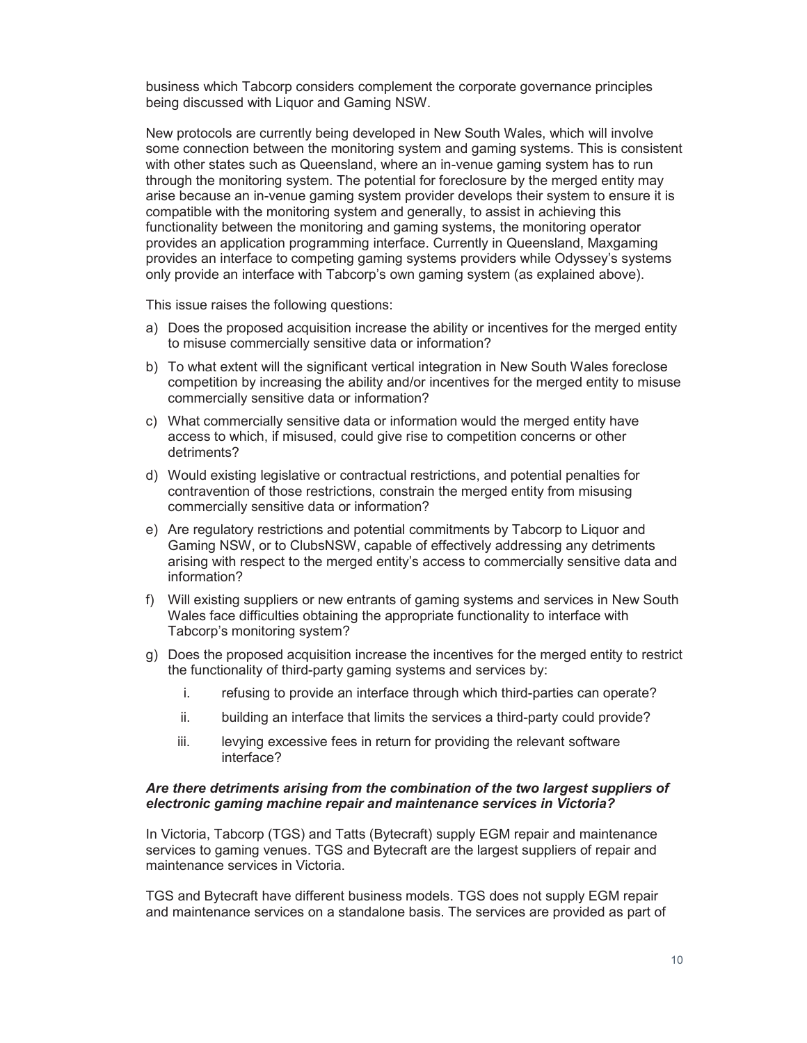business which Tabcorp considers complement the corporate governance principles being discussed with Liquor and Gaming NSW.

New protocols are currently being developed in New South Wales, which will involve some connection between the monitoring system and gaming systems. This is consistent with other states such as Queensland, where an in-venue gaming system has to run through the monitoring system. The potential for foreclosure by the merged entity may arise because an in-venue gaming system provider develops their system to ensure it is compatible with the monitoring system and generally, to assist in achieving this functionality between the monitoring and gaming systems, the monitoring operator provides an application programming interface. Currently in Queensland, Maxgaming provides an interface to competing gaming systems providers while Odyssey's systems only provide an interface with Tabcorp's own gaming system (as explained above).

This issue raises the following questions:

a) Does the proposed acquisition increase the ability or incentives for the merged entity to misuse commercially sensitive data or information?

b) To what extent will the significant vertical integration in New South Wales foreclose competition by increasing the ability and/or incentives for the merged entity to misuse commercially sensitive data or information?

c) What commercially sensitive data or information would the merged entity have access to which, if misused, could give rise to competition concerns or other detriments?

d) Would existing legislative or contractual restrictions, and potential penalties for contravention of those restrictions, constrain the merged entity from misusing commercially sensitive data or information?

e) Are regulatory restrictions and potential commitments by Tabcorp to Liquor and Gaming NSW, or to ClubsNSW, capable of effectively addressing any detriments arising with respect to the merged entity's access to commercially sensitive data and information?

f) Will existing suppliers or new entrants of gaming systems and services in New South Wales face difficulties obtaining the appropriate functionality to interface with Tabcorp's monitoring system?

g) Does the proposed acquisition increase the incentives for the merged entity to restrict the functionality of third-party gaming systems and services by:

   i. refusing to provide an interface through which third-parties can operate?

   ii. building an interface that limits the services a third-party could provide?

   iii. levying excessive fees in return for providing the relevant software interface?

***Are there detriments arising from the combination of the two largest suppliers of electronic gaming machine repair and maintenance services in Victoria?***

In Victoria, Tabcorp (TGS) and Tatts (Bytecraft) supply EGM repair and maintenance services to gaming venues. TGS and Bytecraft are the largest suppliers of repair and maintenance services in Victoria.

TGS and Bytecraft have different business models. TGS does not supply EGM repair and maintenance services on a standalone basis. The services are provided as part of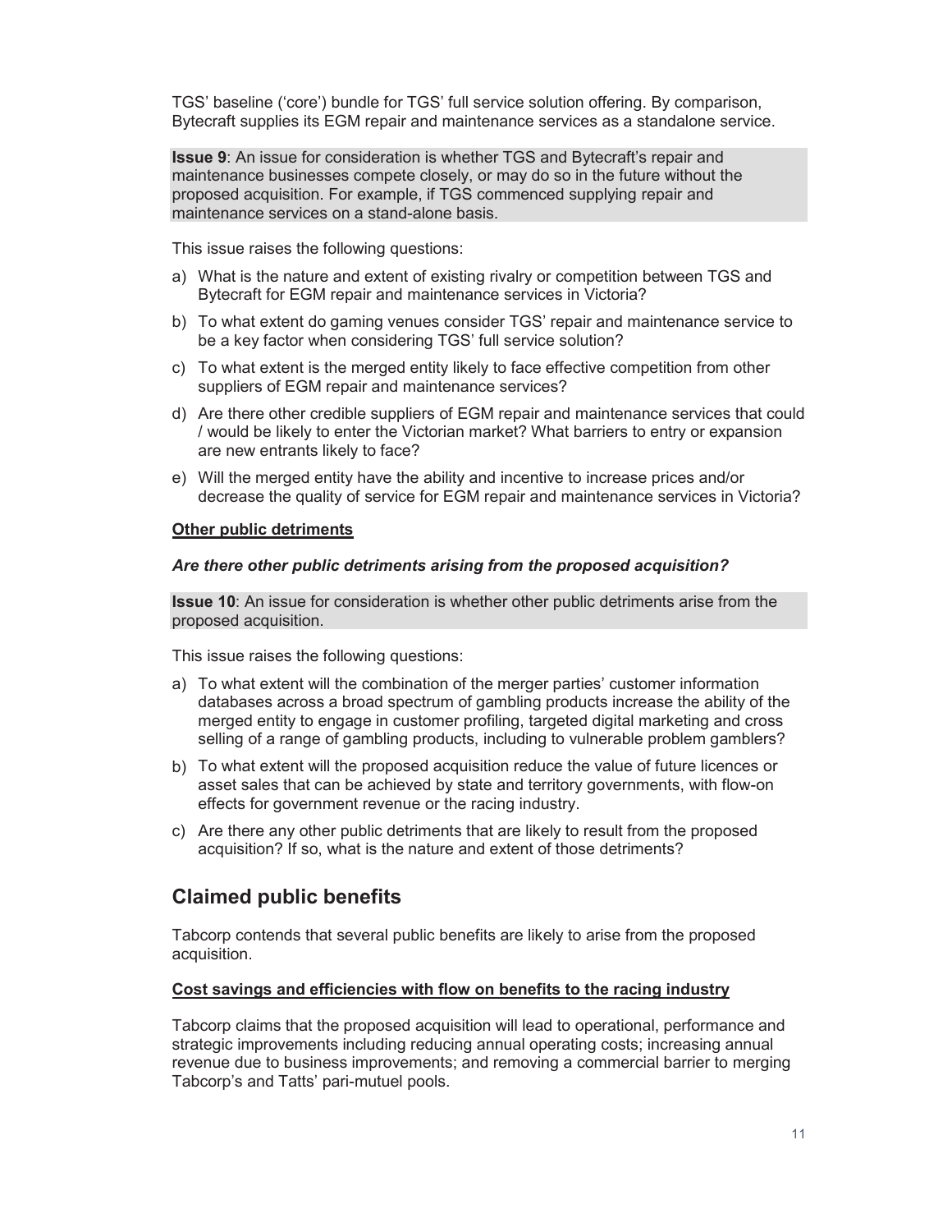TGS' baseline ('core') bundle for TGS' full service solution offering. By comparison, Bytecraft supplies its EGM repair and maintenance services as a standalone service.

**Issue 9**: An issue for consideration is whether TGS and Bytecraft's repair and maintenance businesses compete closely, or may do so in the future without the proposed acquisition. For example, if TGS commenced supplying repair and maintenance services on a stand-alone basis.

This issue raises the following questions:

a) What is the nature and extent of existing rivalry or competition between TGS and Bytecraft for EGM repair and maintenance services in Victoria?

b) To what extent do gaming venues consider TGS' repair and maintenance service to be a key factor when considering TGS' full service solution?

c) To what extent is the merged entity likely to face effective competition from other suppliers of EGM repair and maintenance services?

d) Are there other credible suppliers of EGM repair and maintenance services that could / would be likely to enter the Victorian market? What barriers to entry or expansion are new entrants likely to face?

e) Will the merged entity have the ability and incentive to increase prices and/or decrease the quality of service for EGM repair and maintenance services in Victoria?

<u>**Other public detriments**</u>

***Are there other public detriments arising from the proposed acquisition?***

**Issue 10**: An issue for consideration is whether other public detriments arise from the proposed acquisition.

This issue raises the following questions:

a) To what extent will the combination of the merger parties' customer information databases across a broad spectrum of gambling products increase the ability of the merged entity to engage in customer profiling, targeted digital marketing and cross selling of a range of gambling products, including to vulnerable problem gamblers?

b) To what extent will the proposed acquisition reduce the value of future licences or asset sales that can be achieved by state and territory governments, with flow-on effects for government revenue or the racing industry.

c) Are there any other public detriments that are likely to result from the proposed acquisition? If so, what is the nature and extent of those detriments?

## Claimed public benefits

Tabcorp contends that several public benefits are likely to arise from the proposed acquisition.

<u>**Cost savings and efficiencies with flow on benefits to the racing industry**</u>

Tabcorp claims that the proposed acquisition will lead to operational, performance and strategic improvements including reducing annual operating costs; increasing annual revenue due to business improvements; and removing a commercial barrier to merging Tabcorp's and Tatts' pari-mutuel pools.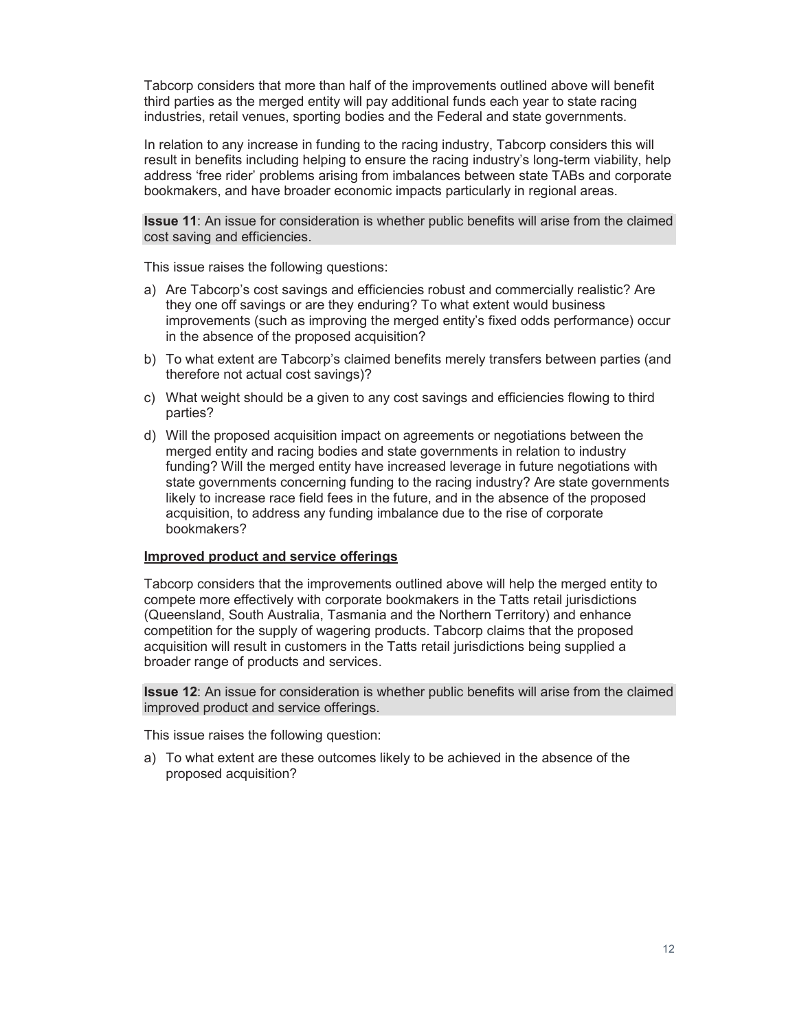Tabcorp considers that more than half of the improvements outlined above will benefit third parties as the merged entity will pay additional funds each year to state racing industries, retail venues, sporting bodies and the Federal and state governments.

In relation to any increase in funding to the racing industry, Tabcorp considers this will result in benefits including helping to ensure the racing industry's long-term viability, help address 'free rider' problems arising from imbalances between state TABs and corporate bookmakers, and have broader economic impacts particularly in regional areas.

**Issue 11**: An issue for consideration is whether public benefits will arise from the claimed cost saving and efficiencies.

This issue raises the following questions:

a) Are Tabcorp's cost savings and efficiencies robust and commercially realistic? Are they one off savings or are they enduring? To what extent would business improvements (such as improving the merged entity's fixed odds performance) occur in the absence of the proposed acquisition?

b) To what extent are Tabcorp's claimed benefits merely transfers between parties (and therefore not actual cost savings)?

c) What weight should be a given to any cost savings and efficiencies flowing to third parties?

d) Will the proposed acquisition impact on agreements or negotiations between the merged entity and racing bodies and state governments in relation to industry funding? Will the merged entity have increased leverage in future negotiations with state governments concerning funding to the racing industry? Are state governments likely to increase race field fees in the future, and in the absence of the proposed acquisition, to address any funding imbalance due to the rise of corporate bookmakers?

**<u>Improved product and service offerings</u>**

Tabcorp considers that the improvements outlined above will help the merged entity to compete more effectively with corporate bookmakers in the Tatts retail jurisdictions (Queensland, South Australia, Tasmania and the Northern Territory) and enhance competition for the supply of wagering products. Tabcorp claims that the proposed acquisition will result in customers in the Tatts retail jurisdictions being supplied a broader range of products and services.

**Issue 12**: An issue for consideration is whether public benefits will arise from the claimed improved product and service offerings.

This issue raises the following question:

a) To what extent are these outcomes likely to be achieved in the absence of the proposed acquisition?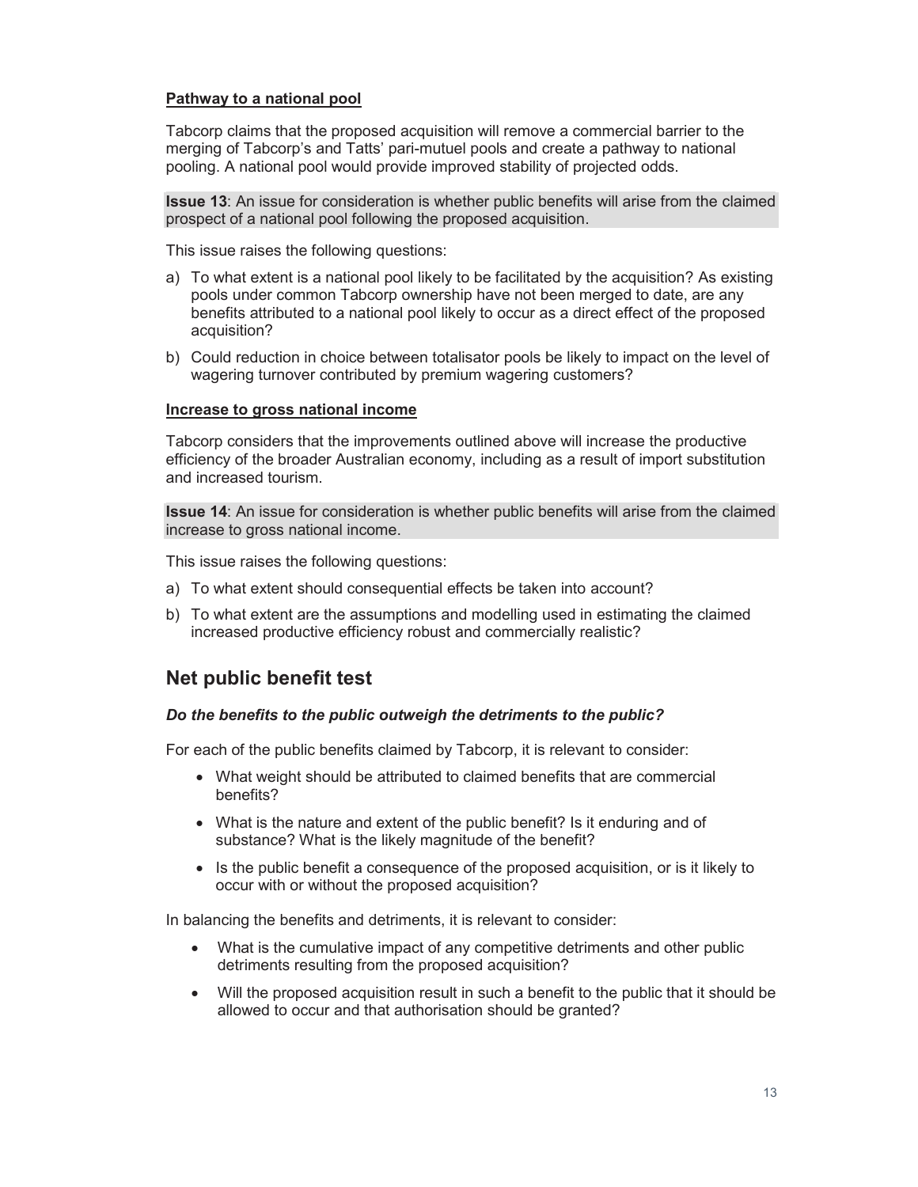**Pathway to a national pool**

Tabcorp claims that the proposed acquisition will remove a commercial barrier to the merging of Tabcorp's and Tatts' pari-mutuel pools and create a pathway to national pooling. A national pool would provide improved stability of projected odds.

**Issue 13**: An issue for consideration is whether public benefits will arise from the claimed prospect of a national pool following the proposed acquisition.

This issue raises the following questions:

a) To what extent is a national pool likely to be facilitated by the acquisition? As existing pools under common Tabcorp ownership have not been merged to date, are any benefits attributed to a national pool likely to occur as a direct effect of the proposed acquisition?

b) Could reduction in choice between totalisator pools be likely to impact on the level of wagering turnover contributed by premium wagering customers?

**Increase to gross national income**

Tabcorp considers that the improvements outlined above will increase the productive efficiency of the broader Australian economy, including as a result of import substitution and increased tourism.

**Issue 14**: An issue for consideration is whether public benefits will arise from the claimed increase to gross national income.

This issue raises the following questions:

a) To what extent should consequential effects be taken into account?

b) To what extent are the assumptions and modelling used in estimating the claimed increased productive efficiency robust and commercially realistic?

## Net public benefit test

### *Do the benefits to the public outweigh the detriments to the public?*

For each of the public benefits claimed by Tabcorp, it is relevant to consider:

- What weight should be attributed to claimed benefits that are commercial benefits?
- What is the nature and extent of the public benefit? Is it enduring and of substance? What is the likely magnitude of the benefit?
- Is the public benefit a consequence of the proposed acquisition, or is it likely to occur with or without the proposed acquisition?

In balancing the benefits and detriments, it is relevant to consider:

- What is the cumulative impact of any competitive detriments and other public detriments resulting from the proposed acquisition?
- Will the proposed acquisition result in such a benefit to the public that it should be allowed to occur and that authorisation should be granted?